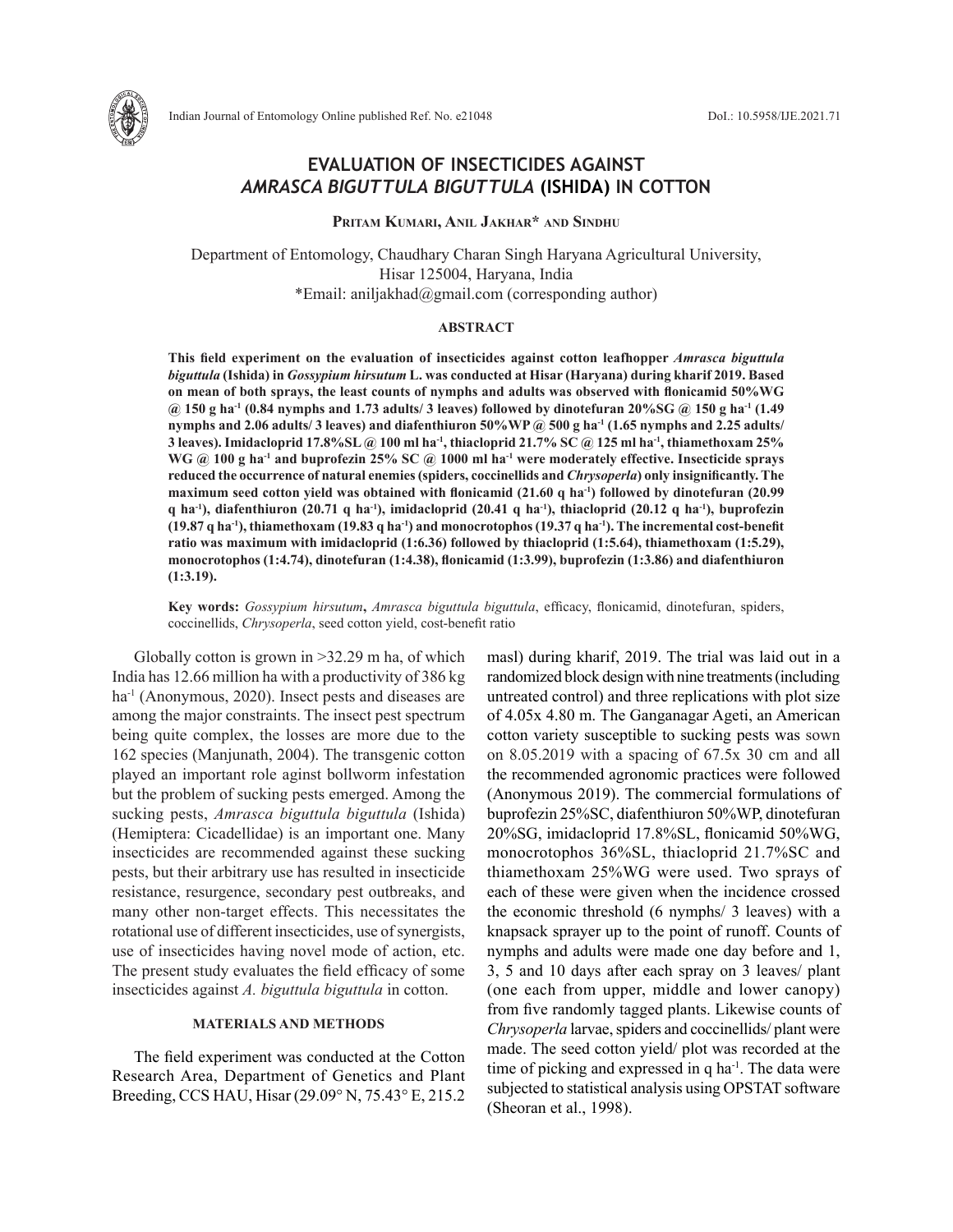# EVALUATION OF INSECTICIDES AGAINST *AMRASCA BIGUTTULA BIGUTTULA* (ISHIDA) IN COTTON

**Pritam Kumari, Anil Jakhar\* and Sindhu**

Department of Entomology, Chaudhary Charan Singh Haryana Agricultural University, Hisar 125004, Haryana, India
\*Email: aniljakhad@gmail.com (corresponding author)

## ABSTRACT

**This field experiment on the evaluation of insecticides against cotton leafhopper *Amrasca biguttula biguttula* (Ishida) in *Gossypium hirsutum* L. was conducted at Hisar (Haryana) during kharif 2019. Based on mean of both sprays, the least counts of nymphs and adults was observed with flonicamid 50%WG @ 150 g ha$^{-1}$ (0.84 nymphs and 1.73 adults/ 3 leaves) followed by dinotefuran 20%SG @ 150 g ha$^{-1}$ (1.49 nymphs and 2.06 adults/ 3 leaves) and diafenthiuron 50%WP @ 500 g ha$^{-1}$ (1.65 nymphs and 2.25 adults/ 3 leaves). Imidacloprid 17.8%SL @ 100 ml ha$^{-1}$, thiacloprid 21.7% SC @ 125 ml ha$^{-1}$, thiamethoxam 25% WG @ 100 g ha$^{-1}$ and buprofezin 25% SC @ 1000 ml ha$^{-1}$ were moderately effective. Insecticide sprays reduced the occurrence of natural enemies (spiders, coccinellids and *Chrysoperla*) only insignificantly. The maximum seed cotton yield was obtained with flonicamid (21.60 q ha$^{-1}$) followed by dinotefuran (20.99 q ha$^{-1}$), diafenthiuron (20.71 q ha$^{-1}$), imidacloprid (20.41 q ha$^{-1}$), thiacloprid (20.12 q ha$^{-1}$), buprofezin (19.87 q ha$^{-1}$), thiamethoxam (19.83 q ha$^{-1}$) and monocrotophos (19.37 q ha$^{-1}$). The incremental cost-benefit ratio was maximum with imidacloprid (1:6.36) followed by thiacloprid (1:5.64), thiamethoxam (1:5.29), monocrotophos (1:4.74), dinotefuran (1:4.38), flonicamid (1:3.99), buprofezin (1:3.86) and diafenthiuron (1:3.19).**

**Key words:** *Gossypium hirsutum*, *Amrasca biguttula biguttula*, efficacy, flonicamid, dinotefuran, spiders, coccinellids, *Chrysoperla*, seed cotton yield, cost-benefit ratio

Globally cotton is grown in >32.29 m ha, of which India has 12.66 million ha with a productivity of 386 kg ha$^{-1}$ (Anonymous, 2020). Insect pests and diseases are among the major constraints. The insect pest spectrum being quite complex, the losses are more due to the 162 species (Manjunath, 2004). The transgenic cotton played an important role against bollworm infestation but the problem of sucking pests emerged. Among the sucking pests, *Amrasca biguttula biguttula* (Ishida) (Hemiptera: Cicadellidae) is an important one. Many insecticides are recommended against these sucking pests, but their arbitrary use has resulted in insecticide resistance, resurgence, secondary pest outbreaks, and many other non-target effects. This necessitates the rotational use of different insecticides, use of synergists, use of insecticides having novel mode of action, etc. The present study evaluates the field efficacy of some insecticides against *A. biguttula biguttula* in cotton.

## MATERIALS AND METHODS

The field experiment was conducted at the Cotton Research Area, Department of Genetics and Plant Breeding, CCS HAU, Hisar (29.09° N, 75.43° E, 215.2 masl) during kharif, 2019. The trial was laid out in a randomized block design with nine treatments (including untreated control) and three replications with plot size of 4.05x 4.80 m. The Ganganagar Ageti, an American cotton variety susceptible to sucking pests was sown on 8.05.2019 with a spacing of 67.5x 30 cm and all the recommended agronomic practices were followed (Anonymous 2019). The commercial formulations of buprofezin 25%SC, diafenthiuron 50%WP, dinotefuran 20%SG, imidacloprid 17.8%SL, flonicamid 50%WG, monocrotophos 36%SL, thiacloprid 21.7%SC and thiamethoxam 25%WG were used. Two sprays of each of these were given when the incidence crossed the economic threshold (6 nymphs/ 3 leaves) with a knapsack sprayer up to the point of runoff. Counts of nymphs and adults were made one day before and 1, 3, 5 and 10 days after each spray on 3 leaves/ plant (one each from upper, middle and lower canopy) from five randomly tagged plants. Likewise counts of *Chrysoperla* larvae, spiders and coccinellids/ plant were made. The seed cotton yield/ plot was recorded at the time of picking and expressed in q ha$^{-1}$. The data were subjected to statistical analysis using OPSTAT software (Sheoran et al., 1998).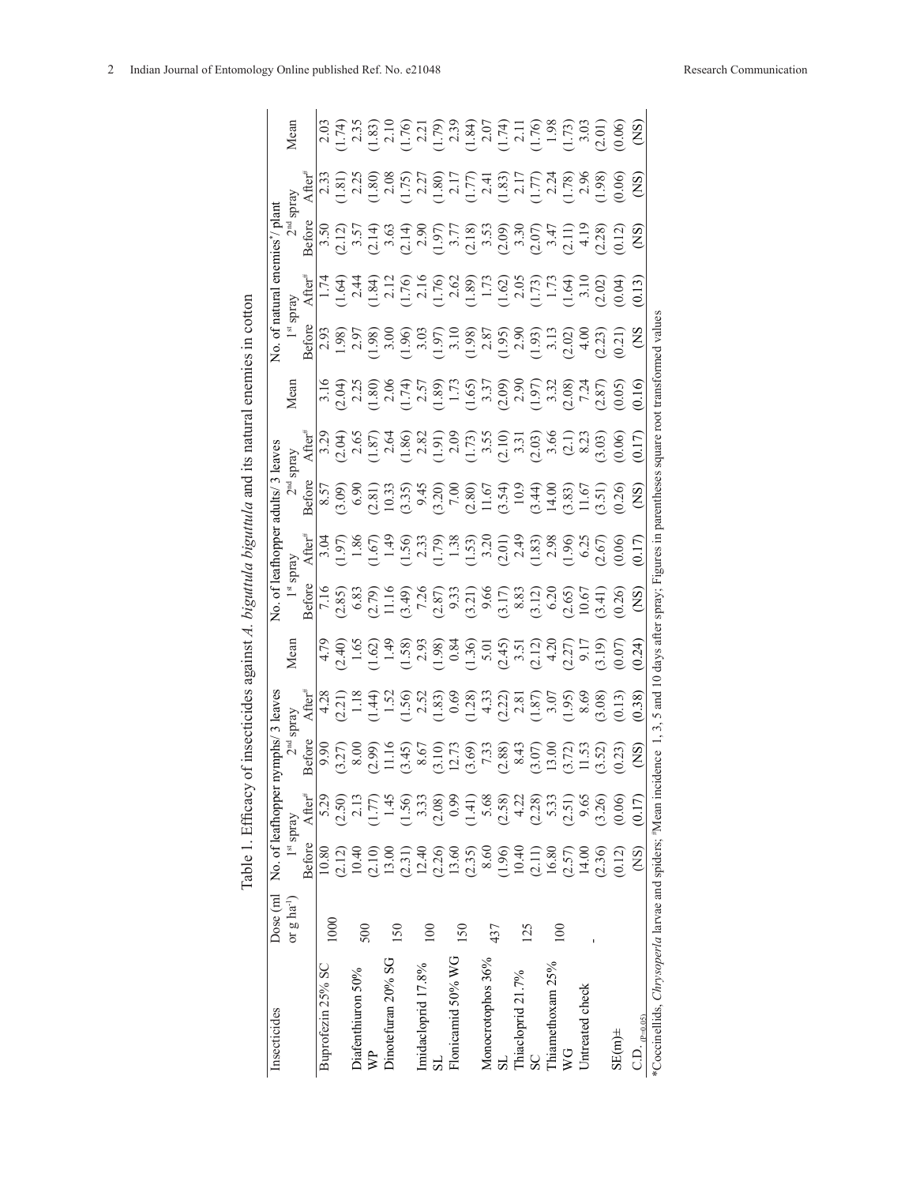Table 1. Efficacy of insecticides against *A. biguttula biguttula* and its natural enemies in cotton

| Insecticides | Dose (ml or g ha$^{-1}$) | No. of leafhopper nymphs/ 3 leaves | | | | | No. of leafhopper adults/ 3 leaves | | | | | No. of natural enemies*/ plant | | | | |
|---|---|---|---|---|---|---|---|---|---|---|---|---|---|---|---|---|
| | | 1$^{st}$ spray | | 2$^{nd}$ spray | | Mean | 1$^{st}$ spray | | 2$^{nd}$ spray | | Mean | 1$^{st}$ spray | | 2$^{nd}$ spray | | Mean |
| | | Before | After# | Before | After# | | Before | After# | Before | After# | | Before | After# | Before | After# | |
| Buprofezin 25% SC | 1000 | 10.80 (2.12) | 5.29 (2.50) | 9.90 (3.27) | 4.28 (2.21) | 4.79 (2.40) | 7.16 (2.85) | 3.04 (1.97) | 8.57 (3.09) | 3.29 (2.04) | 3.16 (2.04) | 2.93 (1.98) | 1.74 (1.64) | 3.50 (2.12) | 2.33 (1.81) | 2.03 (1.74) |
| Diafenthiuron 50% WP | 500 | 10.40 (2.10) | 2.13 (1.77) | 8.00 (2.99) | 1.18 (1.44) | 1.65 (1.62) | 6.83 (2.79) | 1.86 (1.67) | 6.90 (2.81) | 2.65 (1.87) | 2.25 (1.80) | 2.97 (1.98) | 2.44 (1.84) | 3.57 (2.14) | 2.25 (1.80) | 2.35 (1.83) |
| Dinotefuran 20% SG | 150 | 13.00 (2.31) | 1.45 (1.56) | 11.16 (3.45) | 1.52 (1.56) | 1.49 (1.58) | 11.16 (3.49) | 1.49 (1.56) | 10.33 (3.35) | 2.64 (1.86) | 2.06 (1.74) | 3.00 (1.96) | 2.12 (1.76) | 3.63 (2.14) | 2.08 (1.75) | 2.10 (1.76) |
| Imidacloprid 17.8% SL | 100 | 12.40 (2.26) | 3.33 (2.08) | 8.67 (3.10) | 2.52 (1.83) | 2.93 (1.98) | 7.26 (2.87) | 2.33 (1.79) | 9.45 (3.20) | 2.82 (1.91) | 2.57 (1.89) | 3.03 (1.97) | 2.16 (1.76) | 2.90 (1.97) | 2.27 (1.80) | 2.21 (1.79) |
| Flonicamid 50% WG | 150 | 13.60 (2.35) | 0.99 (1.41) | 12.73 (3.69) | 0.69 (1.28) | 0.84 (1.36) | 9.33 (3.21) | 1.38 (1.53) | 7.00 (2.80) | 2.09 (1.73) | 1.73 (1.65) | 3.10 (1.98) | 2.62 (1.89) | 3.77 (2.18) | 2.17 (1.77) | 2.39 (1.84) |
| Monocrotophos 36% SL | 437 | 8.60 (1.96) | 5.68 (2.58) | 7.33 (2.88) | 4.33 (2.22) | 5.01 (2.45) | 9.66 (3.17) | 3.20 (2.01) | 11.67 (3.54) | 3.55 (2.10) | 3.37 (2.09) | 2.87 (1.95) | 1.73 (1.62) | 3.53 (2.09) | 2.41 (1.83) | 2.07 (1.74) |
| Thiacloprid 21.7% SC | 125 | 10.40 (2.11) | 4.22 (2.28) | 8.43 (3.07) | 2.81 (1.87) | 3.51 (2.12) | 8.83 (3.12) | 2.49 (1.83) | 10.9 (3.44) | 3.31 (2.03) | 2.90 (1.97) | 2.90 (1.93) | 2.05 (1.73) | 3.30 (2.07) | 2.17 (1.77) | 2.11 (1.76) |
| Thiamethoxam 25% WG | 100 | 16.80 (2.57) | 5.33 (2.51) | 13.00 (3.72) | 3.07 (1.95) | 4.20 (2.27) | 6.20 (2.65) | 2.98 (1.96) | 14.00 (3.83) | 3.66 (2.1) | 3.32 (2.08) | 3.13 (2.02) | 1.73 (1.64) | 3.47 (2.11) | 2.24 (1.78) | 1.98 (1.73) |
| Untreated check | - | 14.00 (2.36) | 9.65 (3.26) | 11.53 (3.52) | 8.69 (3.08) | 9.17 (3.19) | 10.67 (3.41) | 6.25 (2.67) | 11.67 (3.51) | 8.23 (3.03) | 7.24 (2.87) | 4.00 (2.23) | 3.10 (2.02) | 4.19 (2.28) | 2.96 (1.98) | 3.03 (2.01) |
| SE(m)± | | (0.12) | (0.06) | (0.23) | (0.13) | (0.07) | (0.26) | (0.06) | (0.26) | (0.06) | (0.05) | (0.21) | (0.04) | (0.12) | (0.06) | (0.06) |
| C.D. $_{(P=0.05)}$ | | (NS) | (0.17) | (NS) | (0.38) | (0.24) | (NS) | (0.17) | (NS) | (0.17) | (0.16) | (NS | (0.13) | (NS) | (NS) | (NS) |

*Coccinellids, *Chrysoperla* larvae and spiders; #Mean incidence 1, 3, 5 and 10 days after spray; Figures in parentheses square root transformed values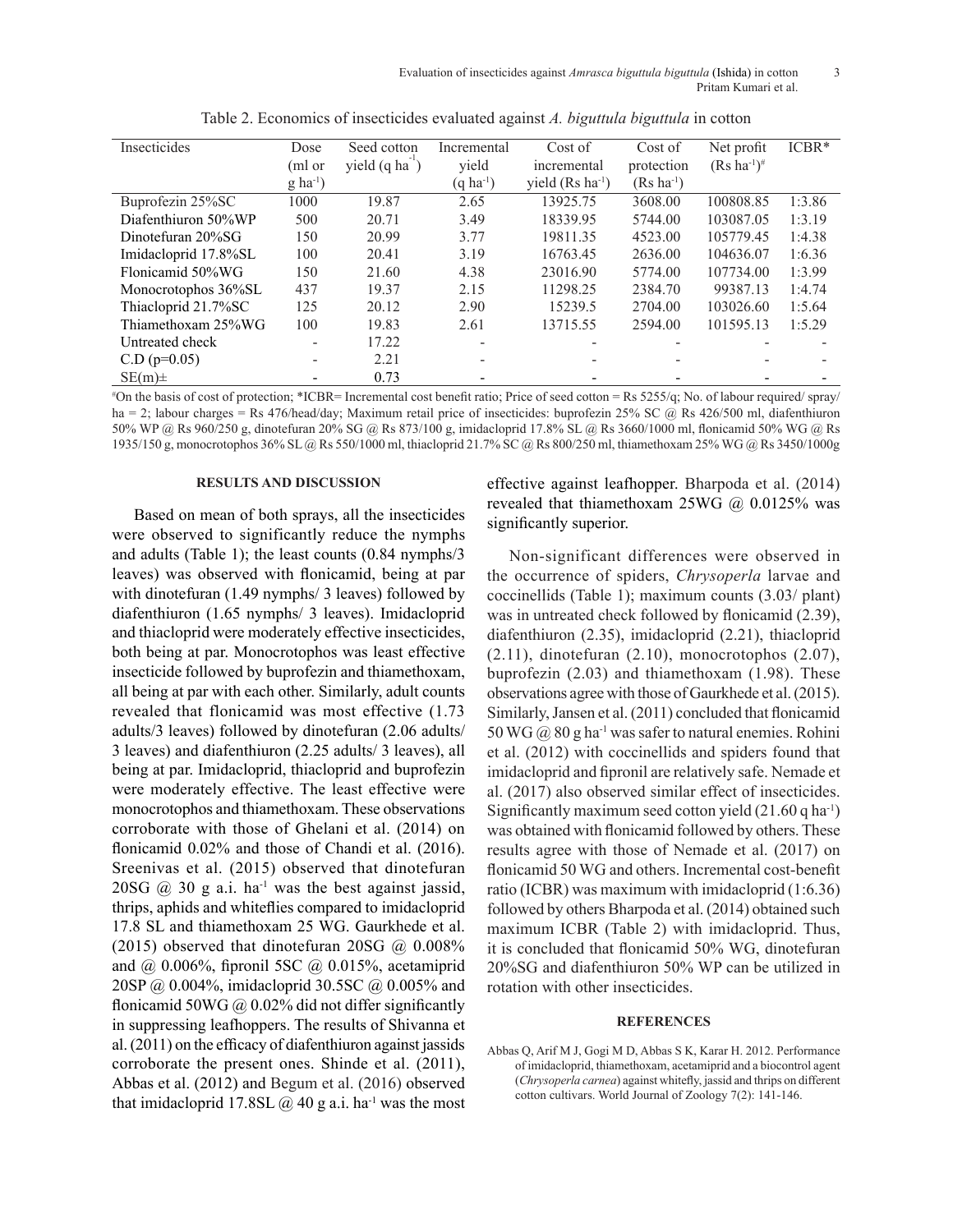Table 2. Economics of insecticides evaluated against *A. biguttula biguttula* in cotton

| Insecticides | Dose (ml or g ha$^{-1}$) | Seed cotton yield (q ha$^{-1}$) | Incremental yield (q ha$^{-1}$) | Cost of incremental yield (Rs ha$^{-1}$) | Cost of protection (Rs ha$^{-1}$) | Net profit (Rs ha$^{-1}$)$^{\#}$ | ICBR* |
|---|---|---|---|---|---|---|---|
| Buprofezin 25%SC | 1000 | 19.87 | 2.65 | 13925.75 | 3608.00 | 100808.85 | 1:3.86 |
| Diafenthiuron 50%WP | 500 | 20.71 | 3.49 | 18339.95 | 5744.00 | 103087.05 | 1:3.19 |
| Dinotefuran 20%SG | 150 | 20.99 | 3.77 | 19811.35 | 4523.00 | 105779.45 | 1:4.38 |
| Imidacloprid 17.8%SL | 100 | 20.41 | 3.19 | 16763.45 | 2636.00 | 104636.07 | 1:6.36 |
| Flonicamid 50%WG | 150 | 21.60 | 4.38 | 23016.90 | 5774.00 | 107734.00 | 1:3.99 |
| Monocrotophos 36%SL | 437 | 19.37 | 2.15 | 11298.25 | 2384.70 | 99387.13 | 1:4.74 |
| Thiacloprid 21.7%SC | 125 | 20.12 | 2.90 | 15239.5 | 2704.00 | 103026.60 | 1:5.64 |
| Thiamethoxam 25%WG | 100 | 19.83 | 2.61 | 13715.55 | 2594.00 | 101595.13 | 1:5.29 |
| Untreated check | - | 17.22 | - | - | - | - | - |
| C.D (p=0.05) | - | 2.21 | - | - | - | - | - |
| SE(m)± | - | 0.73 | - | - | - | - | - |

$^{\#}$On the basis of cost of protection; *ICBR= Incremental cost benefit ratio; Price of seed cotton = Rs 5255/q; No. of labour required/ spray/ ha = 2; labour charges = Rs 476/head/day; Maximum retail price of insecticides: buprofezin 25% SC @ Rs 426/500 ml, diafenthiuron 50% WP @ Rs 960/250 g, dinotefuran 20% SG @ Rs 873/100 g, imidacloprid 17.8% SL @ Rs 3660/1000 ml, flonicamid 50% WG @ Rs 1935/150 g, monocrotophos 36% SL @ Rs 550/1000 ml, thiacloprid 21.7% SC @ Rs 800/250 ml, thiamethoxam 25% WG @ Rs 3450/1000g

## RESULTS AND DISCUSSION

Based on mean of both sprays, all the insecticides were observed to significantly reduce the nymphs and adults (Table 1); the least counts (0.84 nymphs/3 leaves) was observed with flonicamid, being at par with dinotefuran (1.49 nymphs/ 3 leaves) followed by diafenthiuron (1.65 nymphs/ 3 leaves). Imidacloprid and thiacloprid were moderately effective insecticides, both being at par. Monocrotophos was least effective insecticide followed by buprofezin and thiamethoxam, all being at par with each other. Similarly, adult counts revealed that flonicamid was most effective (1.73 adults/3 leaves) followed by dinotefuran (2.06 adults/ 3 leaves) and diafenthiuron (2.25 adults/ 3 leaves), all being at par. Imidacloprid, thiacloprid and buprofezin were moderately effective. The least effective were monocrotophos and thiamethoxam. These observations corroborate with those of Ghelani et al. (2014) on flonicamid 0.02% and those of Chandi et al. (2016). Sreenivas et al. (2015) observed that dinotefuran 20SG @ 30 g a.i. ha$^{-1}$ was the best against jassid, thrips, aphids and whiteflies compared to imidacloprid 17.8 SL and thiamethoxam 25 WG. Gaurkhede et al. (2015) observed that dinotefuran 20SG @ 0.008% and @ 0.006%, fipronil 5SC @ 0.015%, acetamiprid 20SP @ 0.004%, imidacloprid 30.5SC @ 0.005% and flonicamid 50WG @ 0.02% did not differ significantly in suppressing leafhoppers. The results of Shivanna et al. (2011) on the efficacy of diafenthiuron against jassids corroborate the present ones. Shinde et al. (2011), Abbas et al. (2012) and Begum et al. (2016) observed that imidacloprid 17.8SL @ 40 g a.i. ha$^{-1}$ was the most effective against leafhopper. Bharpoda et al. (2014) revealed that thiamethoxam 25WG @ 0.0125% was significantly superior.

Non-significant differences were observed in the occurrence of spiders, *Chrysoperla* larvae and coccinellids (Table 1); maximum counts (3.03/ plant) was in untreated check followed by flonicamid (2.39), diafenthiuron (2.35), imidacloprid (2.21), thiacloprid (2.11), dinotefuran (2.10), monocrotophos (2.07), buprofezin (2.03) and thiamethoxam (1.98). These observations agree with those of Gaurkhede et al. (2015). Similarly, Jansen et al. (2011) concluded that flonicamid 50 WG @ 80 g ha$^{-1}$ was safer to natural enemies. Rohini et al. (2012) with coccinellids and spiders found that imidacloprid and fipronil are relatively safe. Nemade et al. (2017) also observed similar effect of insecticides. Significantly maximum seed cotton yield (21.60 q ha$^{-1}$) was obtained with flonicamid followed by others. These results agree with those of Nemade et al. (2017) on flonicamid 50 WG and others. Incremental cost-benefit ratio (ICBR) was maximum with imidacloprid (1:6.36) followed by others Bharpoda et al. (2014) obtained such maximum ICBR (Table 2) with imidacloprid. Thus, it is concluded that flonicamid 50% WG, dinotefuran 20%SG and diafenthiuron 50% WP can be utilized in rotation with other insecticides.

## REFERENCES

Abbas Q, Arif M J, Gogi M D, Abbas S K, Karar H. 2012. Performance of imidacloprid, thiamethoxam, acetamiprid and a biocontrol agent (*Chrysoperla carnea*) against whitefly, jassid and thrips on different cotton cultivars. World Journal of Zoology 7(2): 141-146.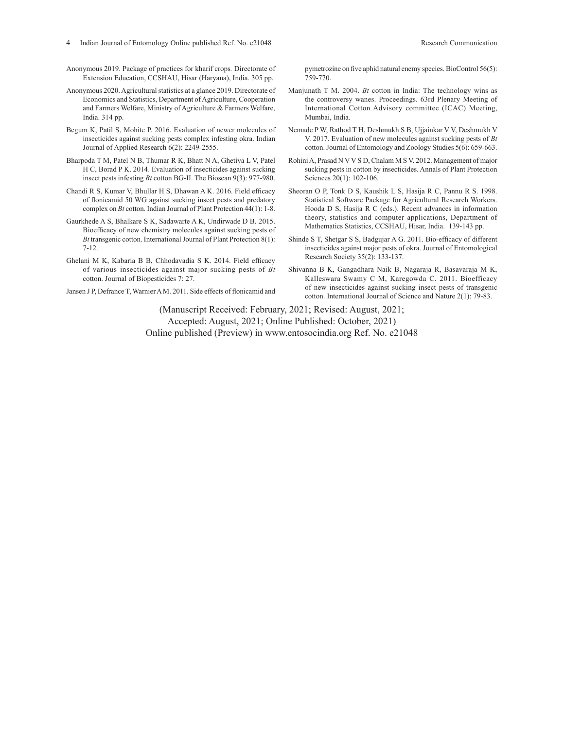Anonymous 2019. Package of practices for kharif crops. Directorate of Extension Education, CCSHAU, Hisar (Haryana), India. 305 pp.

Anonymous 2020. Agricultural statistics at a glance 2019. Directorate of Economics and Statistics, Department of Agriculture, Cooperation and Farmers Welfare, Ministry of Agriculture & Farmers Welfare, India. 314 pp.

Begum K, Patil S, Mohite P. 2016. Evaluation of newer molecules of insecticides against sucking pests complex infesting okra. Indian Journal of Applied Research 6(2): 2249-2555.

Bharpoda T M, Patel N B, Thumar R K, Bhatt N A, Ghetiya L V, Patel H C, Borad P K. 2014. Evaluation of insecticides against sucking insect pests infesting *Bt* cotton BG-II. The Bioscan 9(3): 977-980.

Chandi R S, Kumar V, Bhullar H S, Dhawan A K. 2016. Field efficacy of flonicamid 50 WG against sucking insect pests and predatory complex on *Bt* cotton. Indian Journal of Plant Protection 44(1): 1-8.

Gaurkhede A S, Bhalkare S K, Sadawarte A K, Undirwade D B. 2015. Bioefficacy of new chemistry molecules against sucking pests of *Bt* transgenic cotton. International Journal of Plant Protection 8(1): 7-12.

Ghelani M K, Kabaria B B, Chhodavadia S K. 2014. Field efficacy of various insecticides against major sucking pests of *Bt* cotton. Journal of Biopesticides 7: 27.

Jansen J P, Defrance T, Warnier A M. 2011. Side effects of flonicamid and pymetrozine on five aphid natural enemy species. BioControl 56(5): 759-770.

Manjunath T M. 2004. *Bt* cotton in India: The technology wins as the controversy wanes. Proceedings. 63rd Plenary Meeting of International Cotton Advisory committee (ICAC) Meeting, Mumbai, India.

Nemade P W, Rathod T H, Deshmukh S B, Ujjainkar V V, Deshmukh V V. 2017. Evaluation of new molecules against sucking pests of *Bt* cotton. Journal of Entomology and Zoology Studies 5(6): 659-663.

Rohini A, Prasad N V V S D, Chalam M S V. 2012. Management of major sucking pests in cotton by insecticides. Annals of Plant Protection Sciences 20(1): 102-106.

Sheoran O P, Tonk D S, Kaushik L S, Hasija R C, Pannu R S. 1998. Statistical Software Package for Agricultural Research Workers. Hooda D S, Hasija R C (eds.). Recent advances in information theory, statistics and computer applications, Department of Mathematics Statistics, CCSHAU, Hisar, India. 139-143 pp.

Shinde S T, Shetgar S S, Badgujar A G. 2011. Bio-efficacy of different insecticides against major pests of okra. Journal of Entomological Research Society 35(2): 133-137.

Shivanna B K, Gangadhara Naik B, Nagaraja R, Basavaraja M K, Kalleswara Swamy C M, Karegowda C. 2011. Bioefficacy of new insecticides against sucking insect pests of transgenic cotton. International Journal of Science and Nature 2(1): 79-83.

(Manuscript Received: February, 2021; Revised: August, 2021; Accepted: August, 2021; Online Published: October, 2021)
Online published (Preview) in www.entosocindia.org Ref. No. e21048